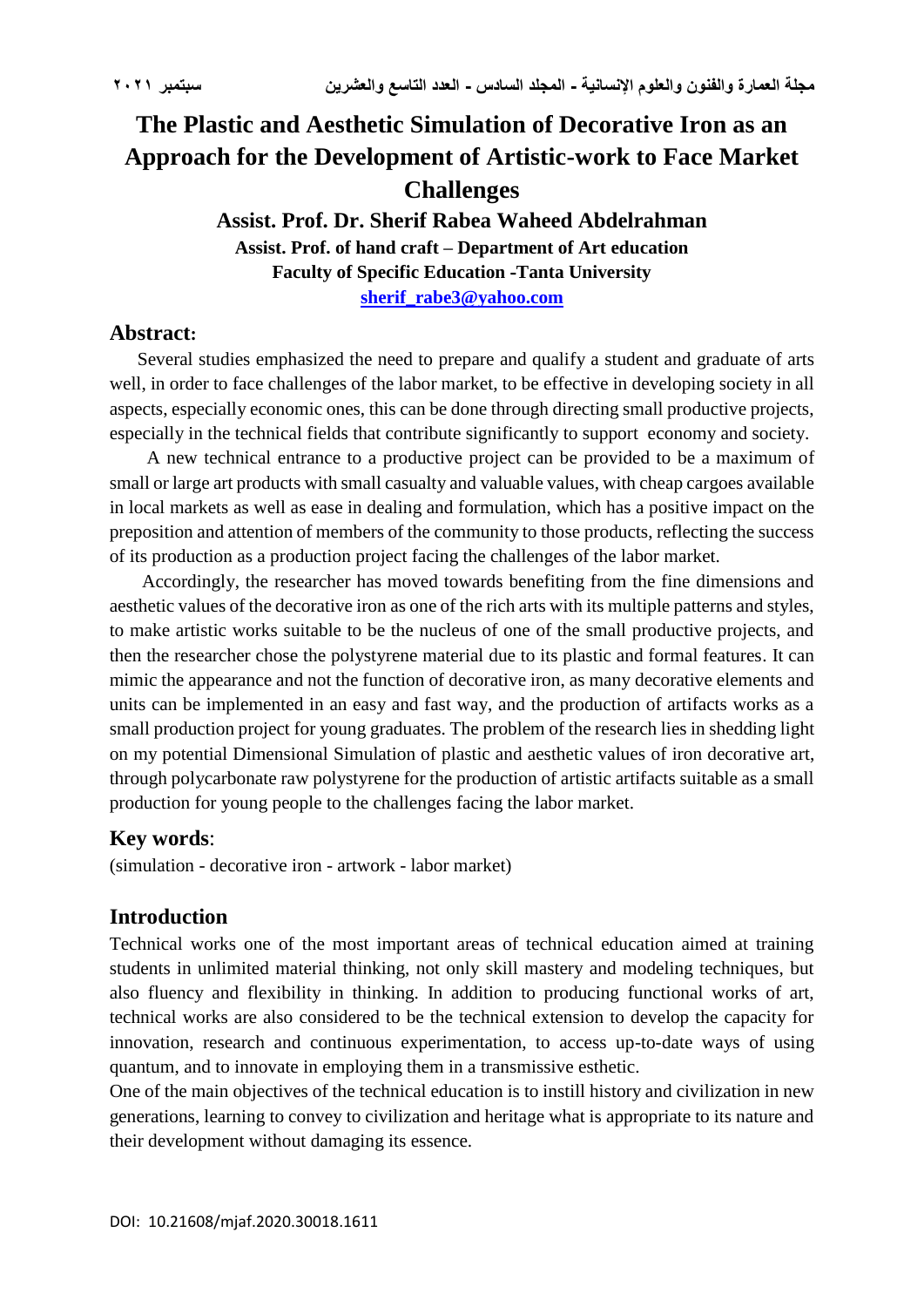# The Plastic and Aesthetic Simulation of Decorative Iron as an Approach for the Development of Artistic-work to Face Market Challenges

**Assist. Prof. Dr. Sherif Rabea Waheed Abdelrahman**

**Assist. Prof. of hand craft – Department of Art education**

**Faculty of Specific Education -Tanta University**

**sherif_rabe3@yahoo.com**

## Abstract:

Several studies emphasized the need to prepare and qualify a student and graduate of arts well, in order to face challenges of the labor market, to be effective in developing society in all aspects, especially economic ones, this can be done through directing small productive projects, especially in the technical fields that contribute significantly to support economy and society.

A new technical entrance to a productive project can be provided to be a maximum of small or large art products with small casualty and valuable values, with cheap cargoes available in local markets as well as ease in dealing and formulation, which has a positive impact on the preposition and attention of members of the community to those products, reflecting the success of its production as a production project facing the challenges of the labor market.

Accordingly, the researcher has moved towards benefiting from the fine dimensions and aesthetic values of the decorative iron as one of the rich arts with its multiple patterns and styles, to make artistic works suitable to be the nucleus of one of the small productive projects, and then the researcher chose the polystyrene material due to its plastic and formal features. It can mimic the appearance and not the function of decorative iron, as many decorative elements and units can be implemented in an easy and fast way, and the production of artifacts works as a small production project for young graduates. The problem of the research lies in shedding light on my potential Dimensional Simulation of plastic and aesthetic values of iron decorative art, through polycarbonate raw polystyrene for the production of artistic artifacts suitable as a small production for young people to the challenges facing the labor market.

## Key words:

(simulation - decorative iron - artwork - labor market)

## Introduction

Technical works one of the most important areas of technical education aimed at training students in unlimited material thinking, not only skill mastery and modeling techniques, but also fluency and flexibility in thinking. In addition to producing functional works of art, technical works are also considered to be the technical extension to develop the capacity for innovation, research and continuous experimentation, to access up-to-date ways of using quantum, and to innovate in employing them in a transmissive esthetic.

One of the main objectives of the technical education is to instill history and civilization in new generations, learning to convey to civilization and heritage what is appropriate to its nature and their development without damaging its essence.

DOI: 10.21608/mjaf.2020.30018.1611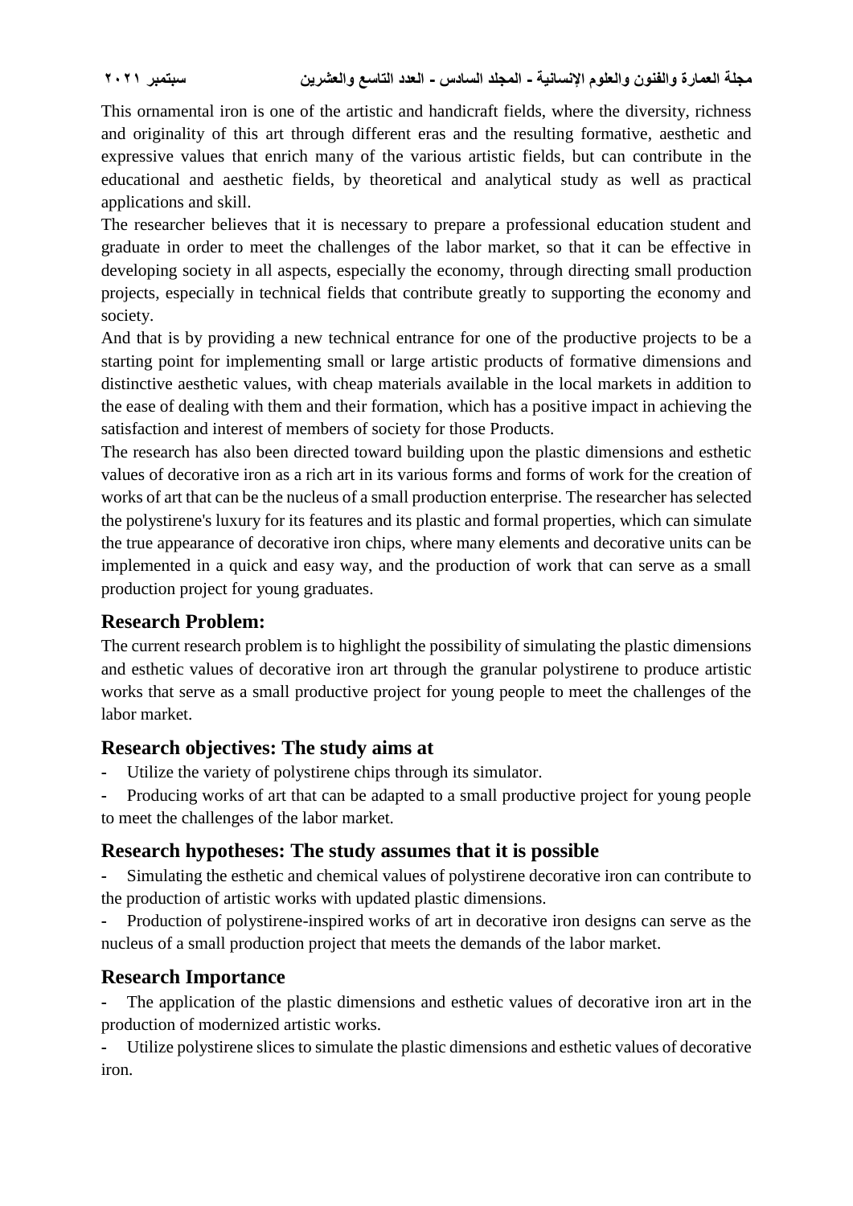This ornamental iron is one of the artistic and handicraft fields, where the diversity, richness and originality of this art through different eras and the resulting formative, aesthetic and expressive values that enrich many of the various artistic fields, but can contribute in the educational and aesthetic fields, by theoretical and analytical study as well as practical applications and skill.

The researcher believes that it is necessary to prepare a professional education student and graduate in order to meet the challenges of the labor market, so that it can be effective in developing society in all aspects, especially the economy, through directing small production projects, especially in technical fields that contribute greatly to supporting the economy and society.

And that is by providing a new technical entrance for one of the productive projects to be a starting point for implementing small or large artistic products of formative dimensions and distinctive aesthetic values, with cheap materials available in the local markets in addition to the ease of dealing with them and their formation, which has a positive impact in achieving the satisfaction and interest of members of society for those Products.

The research has also been directed toward building upon the plastic dimensions and esthetic values of decorative iron as a rich art in its various forms and forms of work for the creation of works of art that can be the nucleus of a small production enterprise. The researcher has selected the polystirene's luxury for its features and its plastic and formal properties, which can simulate the true appearance of decorative iron chips, where many elements and decorative units can be implemented in a quick and easy way, and the production of work that can serve as a small production project for young graduates.

## Research Problem:

The current research problem is to highlight the possibility of simulating the plastic dimensions and esthetic values of decorative iron art through the granular polystirene to produce artistic works that serve as a small productive project for young people to meet the challenges of the labor market.

## Research objectives: The study aims at

- Utilize the variety of polystirene chips through its simulator.
- Producing works of art that can be adapted to a small productive project for young people to meet the challenges of the labor market.

## Research hypotheses: The study assumes that it is possible

- Simulating the esthetic and chemical values of polystirene decorative iron can contribute to the production of artistic works with updated plastic dimensions.
- Production of polystirene-inspired works of art in decorative iron designs can serve as the nucleus of a small production project that meets the demands of the labor market.

## Research Importance

- The application of the plastic dimensions and esthetic values of decorative iron art in the production of modernized artistic works.
- Utilize polystirene slices to simulate the plastic dimensions and esthetic values of decorative iron.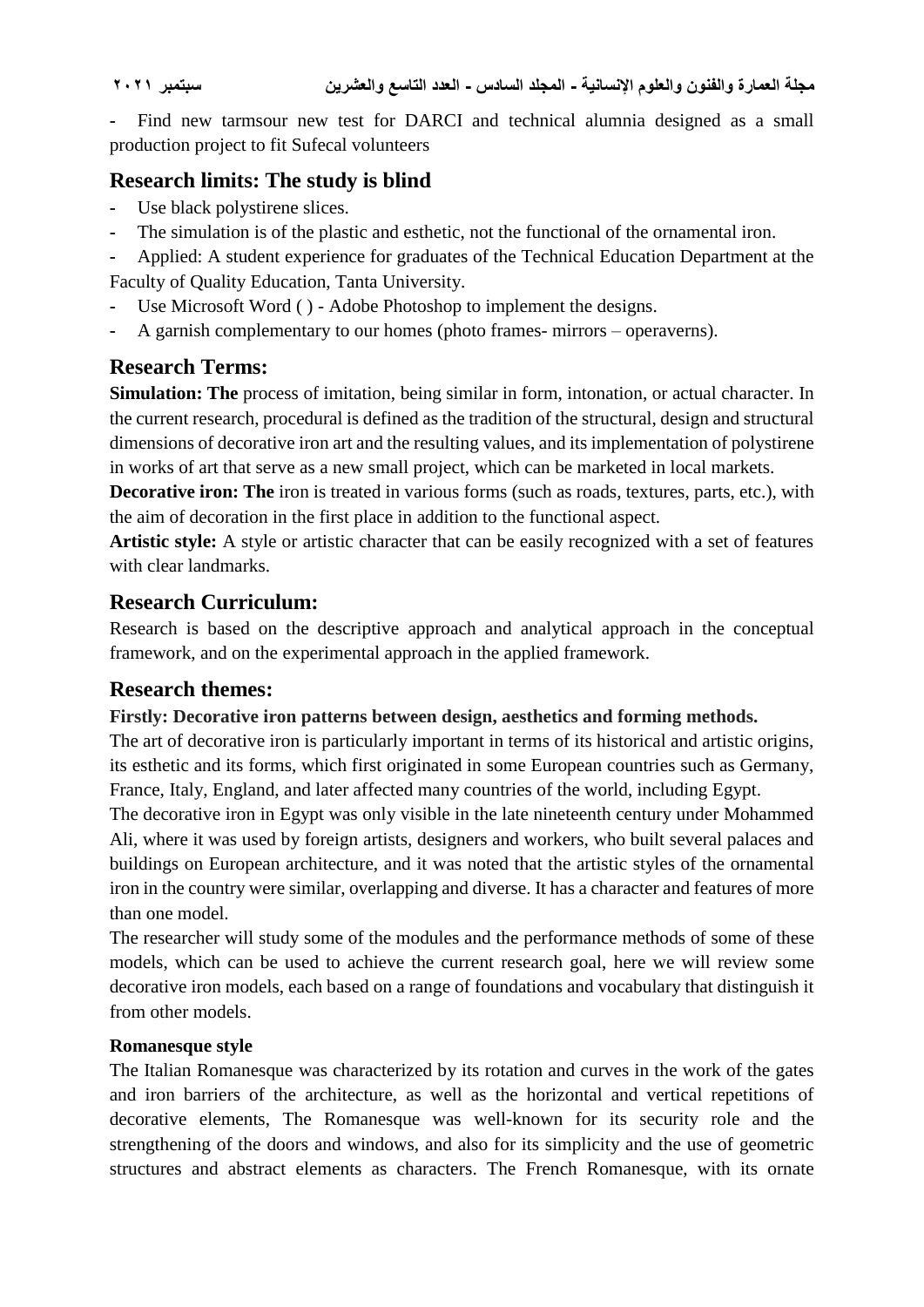- Find new tarmsour new test for DARCI and technical alumnia designed as a small production project to fit Sufecal volunteers

## Research limits: The study is blind

- Use black polystirene slices.
- The simulation is of the plastic and esthetic, not the functional of the ornamental iron.
- Applied: A student experience for graduates of the Technical Education Department at the Faculty of Quality Education, Tanta University.
- Use Microsoft Word ( ) - Adobe Photoshop to implement the designs.
- A garnish complementary to our homes (photo frames- mirrors – operaverns).

## Research Terms:

**Simulation: The** process of imitation, being similar in form, intonation, or actual character. In the current research, procedural is defined as the tradition of the structural, design and structural dimensions of decorative iron art and the resulting values, and its implementation of polystirene in works of art that serve as a new small project, which can be marketed in local markets.

**Decorative iron: The** iron is treated in various forms (such as roads, textures, parts, etc.), with the aim of decoration in the first place in addition to the functional aspect.

**Artistic style:** A style or artistic character that can be easily recognized with a set of features with clear landmarks.

## Research Curriculum:

Research is based on the descriptive approach and analytical approach in the conceptual framework, and on the experimental approach in the applied framework.

## Research themes:

**Firstly: Decorative iron patterns between design, aesthetics and forming methods.**

The art of decorative iron is particularly important in terms of its historical and artistic origins, its esthetic and its forms, which first originated in some European countries such as Germany, France, Italy, England, and later affected many countries of the world, including Egypt.

The decorative iron in Egypt was only visible in the late nineteenth century under Mohammed Ali, where it was used by foreign artists, designers and workers, who built several palaces and buildings on European architecture, and it was noted that the artistic styles of the ornamental iron in the country were similar, overlapping and diverse. It has a character and features of more than one model.

The researcher will study some of the modules and the performance methods of some of these models, which can be used to achieve the current research goal, here we will review some decorative iron models, each based on a range of foundations and vocabulary that distinguish it from other models.

#### Romanesque style

The Italian Romanesque was characterized by its rotation and curves in the work of the gates and iron barriers of the architecture, as well as the horizontal and vertical repetitions of decorative elements, The Romanesque was well-known for its security role and the strengthening of the doors and windows, and also for its simplicity and the use of geometric structures and abstract elements as characters. The French Romanesque, with its ornate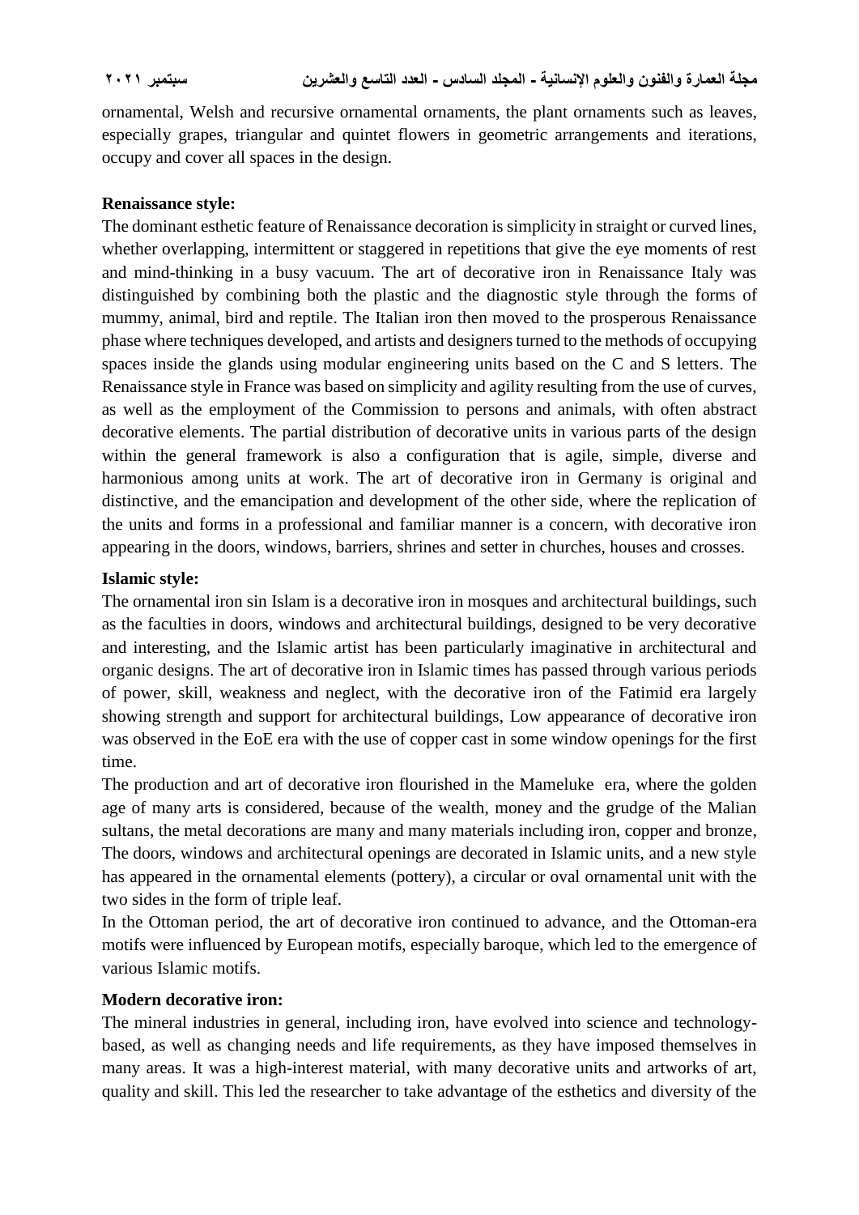ornamental, Welsh and recursive ornamental ornaments, the plant ornaments such as leaves, especially grapes, triangular and quintet flowers in geometric arrangements and iterations, occupy and cover all spaces in the design.

**Renaissance style:**

The dominant esthetic feature of Renaissance decoration is simplicity in straight or curved lines, whether overlapping, intermittent or staggered in repetitions that give the eye moments of rest and mind-thinking in a busy vacuum. The art of decorative iron in Renaissance Italy was distinguished by combining both the plastic and the diagnostic style through the forms of mummy, animal, bird and reptile. The Italian iron then moved to the prosperous Renaissance phase where techniques developed, and artists and designers turned to the methods of occupying spaces inside the glands using modular engineering units based on the C and S letters. The Renaissance style in France was based on simplicity and agility resulting from the use of curves, as well as the employment of the Commission to persons and animals, with often abstract decorative elements. The partial distribution of decorative units in various parts of the design within the general framework is also a configuration that is agile, simple, diverse and harmonious among units at work. The art of decorative iron in Germany is original and distinctive, and the emancipation and development of the other side, where the replication of the units and forms in a professional and familiar manner is a concern, with decorative iron appearing in the doors, windows, barriers, shrines and setter in churches, houses and crosses.

**Islamic style:**

The ornamental iron sin Islam is a decorative iron in mosques and architectural buildings, such as the faculties in doors, windows and architectural buildings, designed to be very decorative and interesting, and the Islamic artist has been particularly imaginative in architectural and organic designs. The art of decorative iron in Islamic times has passed through various periods of power, skill, weakness and neglect, with the decorative iron of the Fatimid era largely showing strength and support for architectural buildings, Low appearance of decorative iron was observed in the EoE era with the use of copper cast in some window openings for the first time.

The production and art of decorative iron flourished in the Mameluke era, where the golden age of many arts is considered, because of the wealth, money and the grudge of the Malian sultans, the metal decorations are many and many materials including iron, copper and bronze, The doors, windows and architectural openings are decorated in Islamic units, and a new style has appeared in the ornamental elements (pottery), a circular or oval ornamental unit with the two sides in the form of triple leaf.

In the Ottoman period, the art of decorative iron continued to advance, and the Ottoman-era motifs were influenced by European motifs, especially baroque, which led to the emergence of various Islamic motifs.

**Modern decorative iron:**

The mineral industries in general, including iron, have evolved into science and technology-based, as well as changing needs and life requirements, as they have imposed themselves in many areas. It was a high-interest material, with many decorative units and artworks of art, quality and skill. This led the researcher to take advantage of the esthetics and diversity of the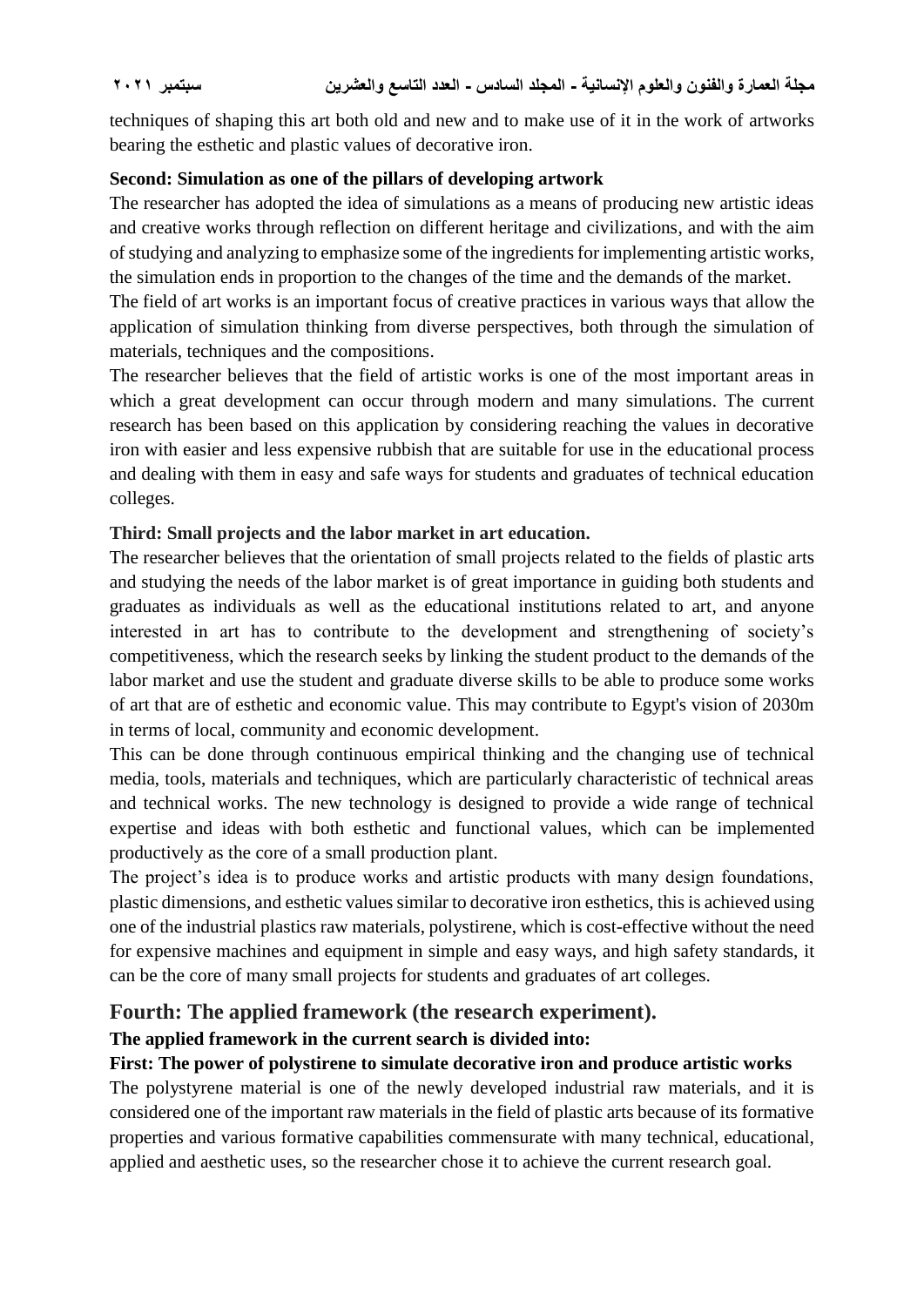techniques of shaping this art both old and new and to make use of it in the work of artworks bearing the esthetic and plastic values of decorative iron.

**Second: Simulation as one of the pillars of developing artwork**

The researcher has adopted the idea of simulations as a means of producing new artistic ideas and creative works through reflection on different heritage and civilizations, and with the aim of studying and analyzing to emphasize some of the ingredients for implementing artistic works, the simulation ends in proportion to the changes of the time and the demands of the market.

The field of art works is an important focus of creative practices in various ways that allow the application of simulation thinking from diverse perspectives, both through the simulation of materials, techniques and the compositions.

The researcher believes that the field of artistic works is one of the most important areas in which a great development can occur through modern and many simulations. The current research has been based on this application by considering reaching the values in decorative iron with easier and less expensive rubbish that are suitable for use in the educational process and dealing with them in easy and safe ways for students and graduates of technical education colleges.

**Third: Small projects and the labor market in art education.**

The researcher believes that the orientation of small projects related to the fields of plastic arts and studying the needs of the labor market is of great importance in guiding both students and graduates as individuals as well as the educational institutions related to art, and anyone interested in art has to contribute to the development and strengthening of society's competitiveness, which the research seeks by linking the student product to the demands of the labor market and use the student and graduate diverse skills to be able to produce some works of art that are of esthetic and economic value. This may contribute to Egypt's vision of 2030m in terms of local, community and economic development.

This can be done through continuous empirical thinking and the changing use of technical media, tools, materials and techniques, which are particularly characteristic of technical areas and technical works. The new technology is designed to provide a wide range of technical expertise and ideas with both esthetic and functional values, which can be implemented productively as the core of a small production plant.

The project's idea is to produce works and artistic products with many design foundations, plastic dimensions, and esthetic values similar to decorative iron esthetics, this is achieved using one of the industrial plastics raw materials, polystirene, which is cost-effective without the need for expensive machines and equipment in simple and easy ways, and high safety standards, it can be the core of many small projects for students and graduates of art colleges.

## Fourth: The applied framework (the research experiment).

**The applied framework in the current search is divided into:**

**First: The power of polystirene to simulate decorative iron and produce artistic works**

The polystyrene material is one of the newly developed industrial raw materials, and it is considered one of the important raw materials in the field of plastic arts because of its formative properties and various formative capabilities commensurate with many technical, educational, applied and aesthetic uses, so the researcher chose it to achieve the current research goal.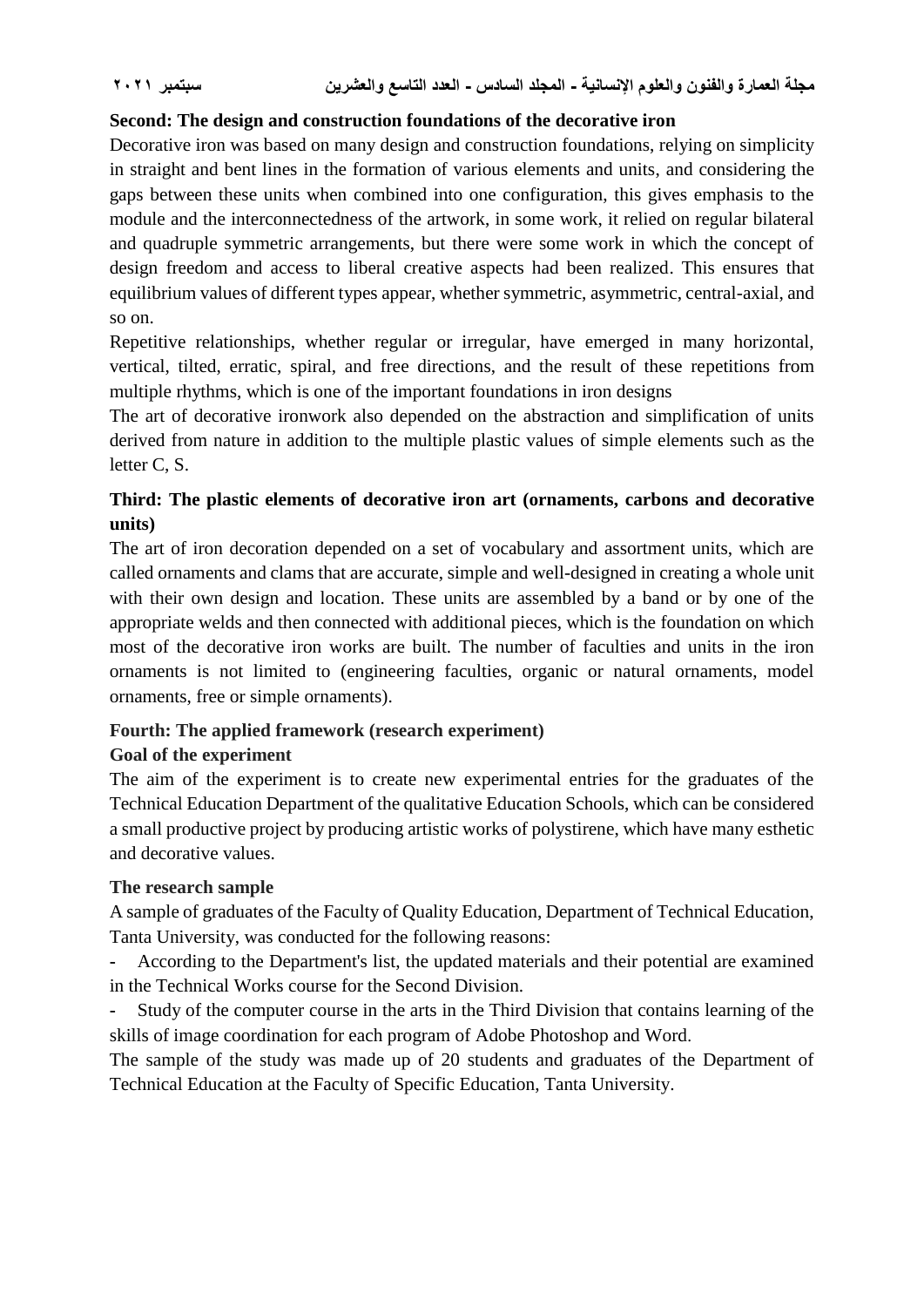### Second: The design and construction foundations of the decorative iron

Decorative iron was based on many design and construction foundations, relying on simplicity in straight and bent lines in the formation of various elements and units, and considering the gaps between these units when combined into one configuration, this gives emphasis to the module and the interconnectedness of the artwork, in some work, it relied on regular bilateral and quadruple symmetric arrangements, but there were some work in which the concept of design freedom and access to liberal creative aspects had been realized. This ensures that equilibrium values of different types appear, whether symmetric, asymmetric, central-axial, and so on.

Repetitive relationships, whether regular or irregular, have emerged in many horizontal, vertical, tilted, erratic, spiral, and free directions, and the result of these repetitions from multiple rhythms, which is one of the important foundations in iron designs

The art of decorative ironwork also depended on the abstraction and simplification of units derived from nature in addition to the multiple plastic values of simple elements such as the letter C, S.

### Third: The plastic elements of decorative iron art (ornaments, carbons and decorative units)

The art of iron decoration depended on a set of vocabulary and assortment units, which are called ornaments and clams that are accurate, simple and well-designed in creating a whole unit with their own design and location. These units are assembled by a band or by one of the appropriate welds and then connected with additional pieces, which is the foundation on which most of the decorative iron works are built. The number of faculties and units in the iron ornaments is not limited to (engineering faculties, organic or natural ornaments, model ornaments, free or simple ornaments).

### Fourth: The applied framework (research experiment)

**Goal of the experiment**

The aim of the experiment is to create new experimental entries for the graduates of the Technical Education Department of the qualitative Education Schools, which can be considered a small productive project by producing artistic works of polystirene, which have many esthetic and decorative values.

**The research sample**

A sample of graduates of the Faculty of Quality Education, Department of Technical Education, Tanta University, was conducted for the following reasons:

- According to the Department's list, the updated materials and their potential are examined in the Technical Works course for the Second Division.
- Study of the computer course in the arts in the Third Division that contains learning of the skills of image coordination for each program of Adobe Photoshop and Word.

The sample of the study was made up of 20 students and graduates of the Department of Technical Education at the Faculty of Specific Education, Tanta University.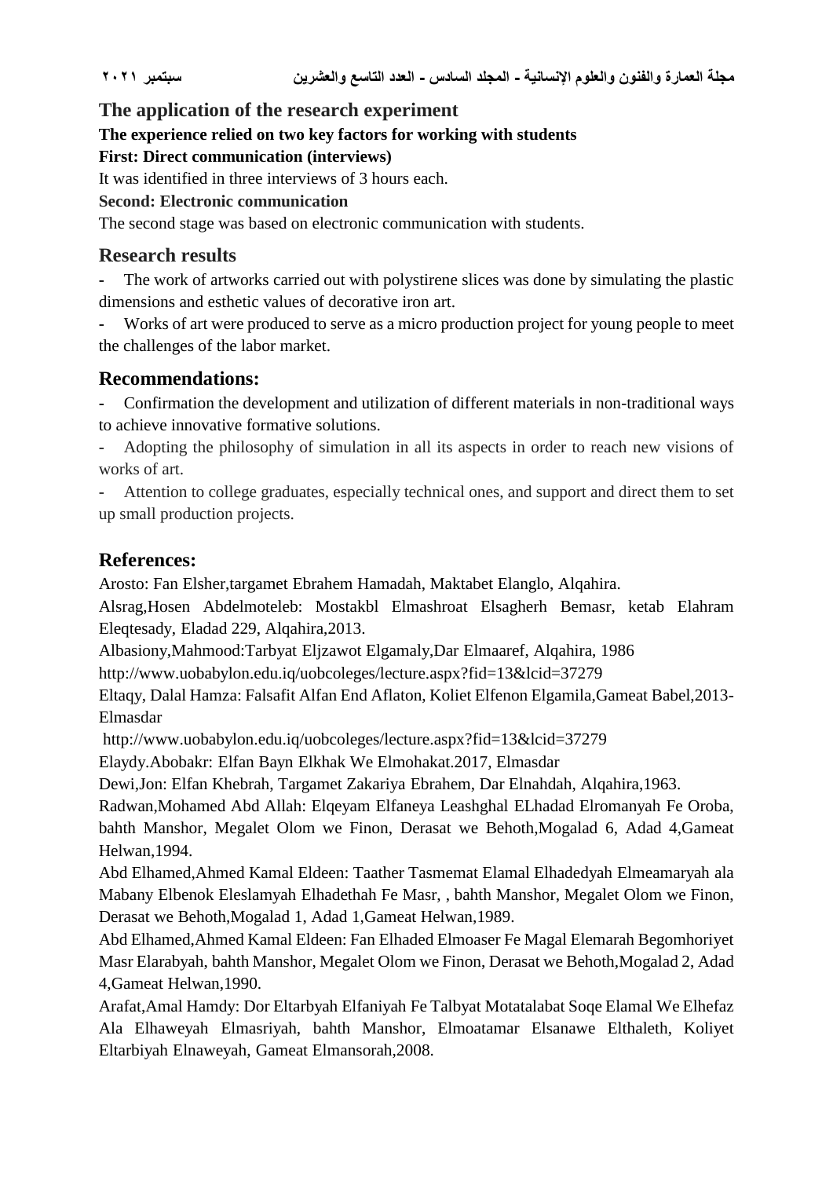## The application of the research experiment

**The experience relied on two key factors for working with students**

**First: Direct communication (interviews)**

It was identified in three interviews of 3 hours each.

**Second: Electronic communication**

The second stage was based on electronic communication with students.

## Research results

- The work of artworks carried out with polystirene slices was done by simulating the plastic dimensions and esthetic values of decorative iron art.
- Works of art were produced to serve as a micro production project for young people to meet the challenges of the labor market.

## Recommendations:

- Confirmation the development and utilization of different materials in non-traditional ways to achieve innovative formative solutions.
- Adopting the philosophy of simulation in all its aspects in order to reach new visions of works of art.
- Attention to college graduates, especially technical ones, and support and direct them to set up small production projects.

## References:

Arosto: Fan Elsher,targamet Ebrahem Hamadah, Maktabet Elanglo, Alqahira.

Alsrag,Hosen Abdelmoteleb: Mostakbl Elmashroat Elsagherh Bemasr, ketab Elahram Eleqtesady, Eladad 229, Alqahira,2013.

Albasiony,Mahmood:Tarbyat Eljzawot Elgamaly,Dar Elmaaref, Alqahira, 1986

http://www.uobabylon.edu.iq/uobcoleges/lecture.aspx?fid=13&lcid=37279

Eltaqy, Dalal Hamza: Falsafit Alfan End Aflaton, Koliet Elfenon Elgamila,Gameat Babel,2013- Elmasdar

http://www.uobabylon.edu.iq/uobcoleges/lecture.aspx?fid=13&lcid=37279

Elaydy.Abobakr: Elfan Bayn Elkhak We Elmohakat.2017, Elmasdar

Dewi,Jon: Elfan Khebrah, Targamet Zakariya Ebrahem, Dar Elnahdah, Alqahira,1963.

Radwan,Mohamed Abd Allah: Elqeyam Elfaneya Leashghal ELhadad Elromanyah Fe Oroba, bahth Manshor, Megalet Olom we Finon, Derasat we Behoth,Mogalad 6, Adad 4,Gameat Helwan,1994.

Abd Elhamed,Ahmed Kamal Eldeen: Taather Tasmemat Elamal Elhadedyah Elmeamaryah ala Mabany Elbenok Eleslamyah Elhadethah Fe Masr, , bahth Manshor, Megalet Olom we Finon, Derasat we Behoth,Mogalad 1, Adad 1,Gameat Helwan,1989.

Abd Elhamed,Ahmed Kamal Eldeen: Fan Elhaded Elmoaser Fe Magal Elemarah Begomhoriyet Masr Elarabyah, bahth Manshor, Megalet Olom we Finon, Derasat we Behoth,Mogalad 2, Adad 4,Gameat Helwan,1990.

Arafat,Amal Hamdy: Dor Eltarbyah Elfaniyah Fe Talbyat Motatalabat Soqe Elamal We Elhefaz Ala Elhaweyah Elmasriyah, bahth Manshor, Elmoatamar Elsanawe Elthaleth, Koliyet Eltarbiyah Elnaweyah, Gameat Elmansorah,2008.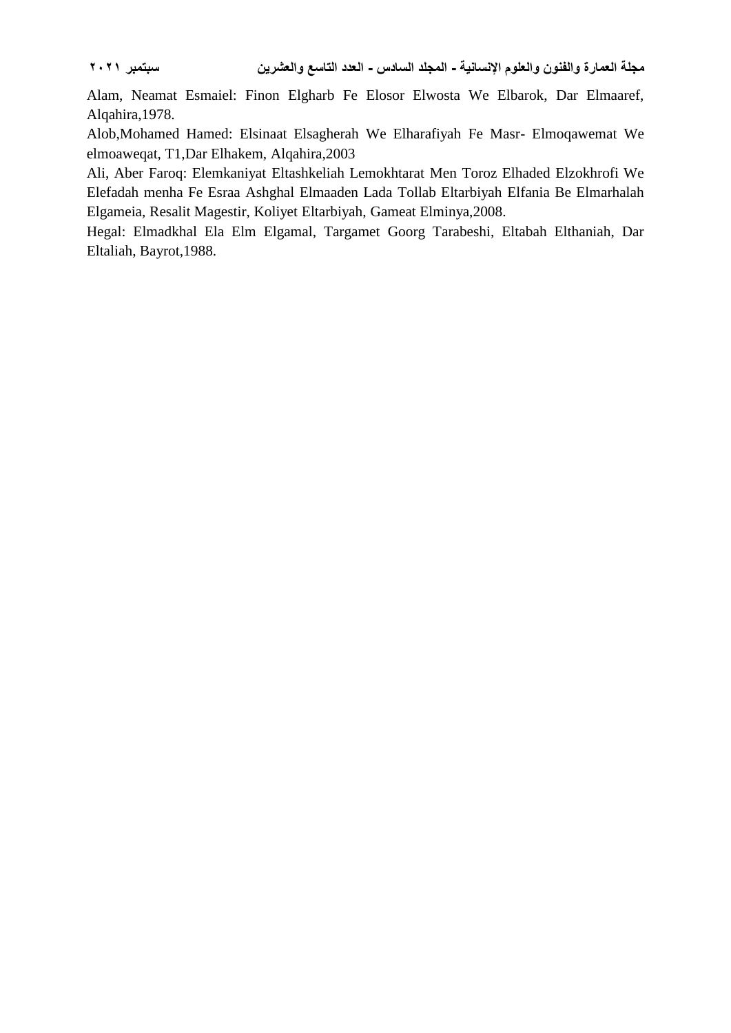Alam, Neamat Esmaiel: Finon Elgharb Fe Elosor Elwosta We Elbarok, Dar Elmaaref, Alqahira,1978.

Alob,Mohamed Hamed: Elsinaat Elsagherah We Elharafiyah Fe Masr- Elmoqawemat We elmoaweqat, T1,Dar Elhakem, Alqahira,2003

Ali, Aber Faroq: Elemkaniyat Eltashkeliah Lemokhtarat Men Toroz Elhaded Elzokhrofi We Elefadah menha Fe Esraa Ashghal Elmaaden Lada Tollab Eltarbiyah Elfania Be Elmarhalah Elgameia, Resalit Magestir, Koliyet Eltarbiyah, Gameat Elminya,2008.

Hegal: Elmadkhal Ela Elm Elgamal, Targamet Goorg Tarabeshi, Eltabah Elthaniah, Dar Eltaliah, Bayrot,1988.